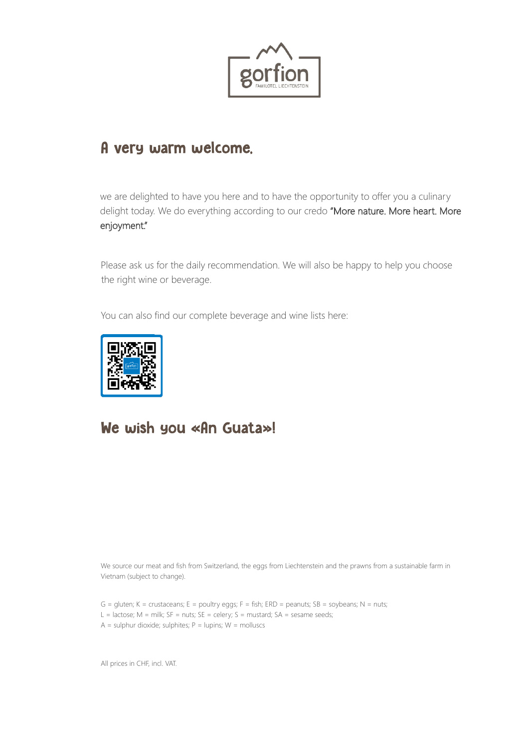gorfion

FAMILOTEL LIECHTENSTEIN

# A very warm welcome,

we are delighted to have you here and to have the opportunity to offer you a culinary delight today. We do everything according to our credo "More nature. More heart. More enjoyment."

Please ask us for the daily recommendation. We will also be happy to help you choose the right wine or beverage.

You can also find our complete beverage and wine lists here:

# We wish you «An Guata»!

We source our meat and fish from Switzerland, the eggs from Liechtenstein and the prawns from a sustainable farm in Vietnam (subject to change).

G = gluten; K = crustaceans; E = poultry eggs; F = fish; ERD = peanuts; SB = soybeans; N = nuts;
L = lactose; M = milk; SF = nuts; SE = celery; S = mustard; SA = sesame seeds;
A = sulphur dioxide; sulphites; P = lupins; W = molluscs

All prices in CHF, incl. VAT.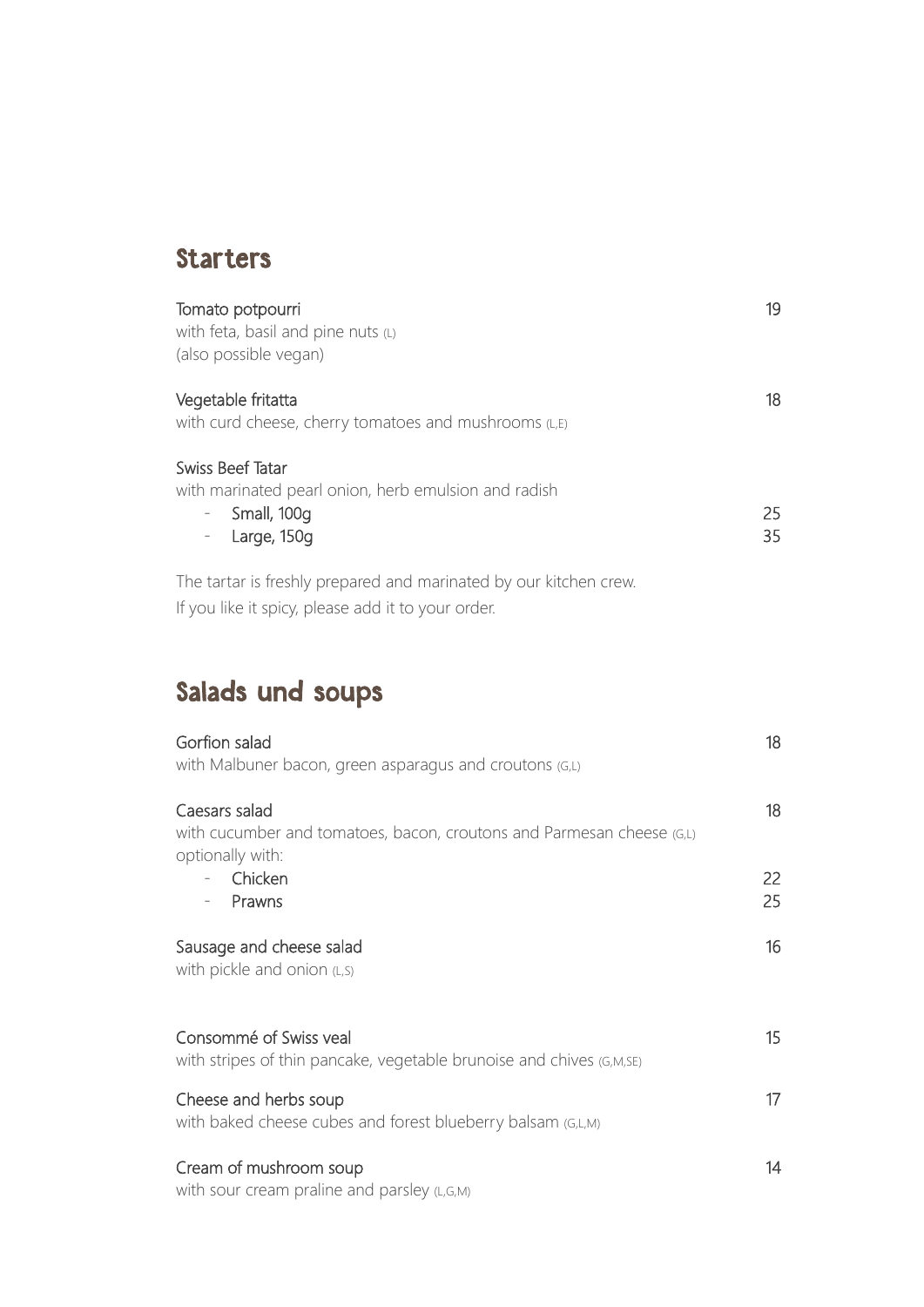## Starters

Tomato potpourri — 19
with feta, basil and pine nuts (L)
(also possible vegan)

Vegetable fritatta — 18
with curd cheese, cherry tomatoes and mushrooms (L,E)

Swiss Beef Tatar
with marinated pearl onion, herb emulsion and radish
- Small, 100g — 25
- Large, 150g — 35

The tartar is freshly prepared and marinated by our kitchen crew.
If you like it spicy, please add it to your order.

## Salads und soups

Gorfion salad — 18
with Malbuner bacon, green asparagus and croutons (G,L)

Caesars salad — 18
with cucumber and tomatoes, bacon, croutons and Parmesan cheese (G,L)
optionally with:
- Chicken — 22
- Prawns — 25

Sausage and cheese salad — 16
with pickle and onion (L,S)

Consommé of Swiss veal — 15
with stripes of thin pancake, vegetable brunoise and chives (G,M,SE)

Cheese and herbs soup — 17
with baked cheese cubes and forest blueberry balsam (G,L,M)

Cream of mushroom soup — 14
with sour cream praline and parsley (L,G,M)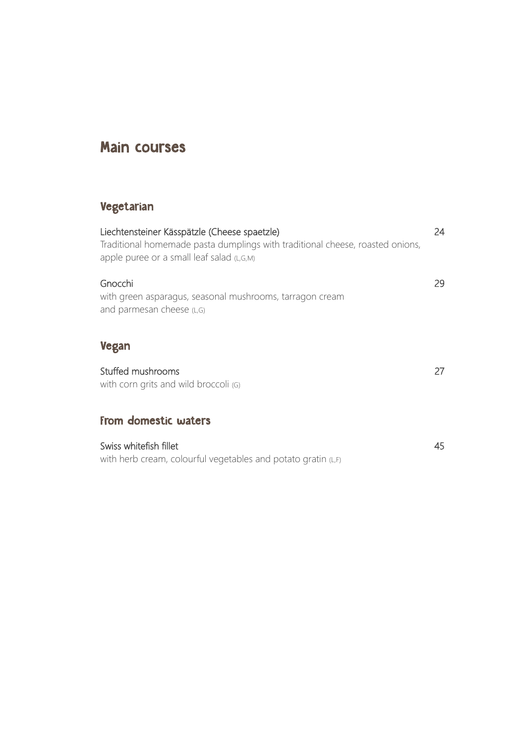# Main courses

## Vegetarian

**Liechtensteiner Kässpätzle (Cheese spaetzle)** 24
Traditional homemade pasta dumplings with traditional cheese, roasted onions, apple puree or a small leaf salad (L,G,M)

**Gnocchi** 29
with green asparagus, seasonal mushrooms, tarragon cream and parmesan cheese (L,G)

## Vegan

**Stuffed mushrooms** 27
with corn grits and wild broccoli (G)

## From domestic waters

**Swiss whitefish fillet** 45
with herb cream, colourful vegetables and potato gratin (L,F)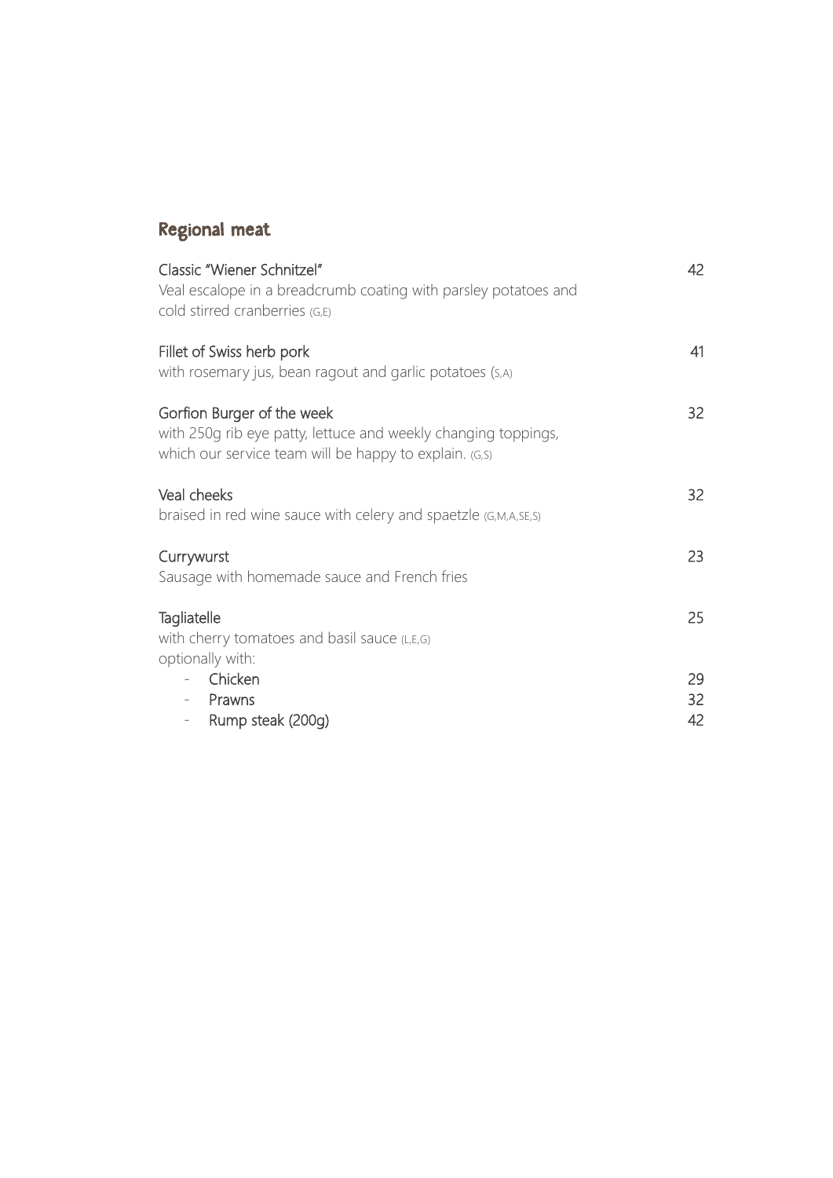## Regional meat

| | |
|---|---|
| Classic "Wiener Schnitzel"<br>Veal escalope in a breadcrumb coating with parsley potatoes and cold stirred cranberries (G,E) | 42 |
| Fillet of Swiss herb pork<br>with rosemary jus, bean ragout and garlic potatoes (S,A) | 41 |
| Gorfion Burger of the week<br>with 250g rib eye patty, lettuce and weekly changing toppings, which our service team will be happy to explain. (G,S) | 32 |
| Veal cheeks<br>braised in red wine sauce with celery and spaetzle (G,M,A,SE,S) | 32 |
| Currywurst<br>Sausage with homemade sauce and French fries | 23 |
| Tagliatelle<br>with cherry tomatoes and basil sauce (L,E,G)<br>optionally with: | 25 |
| - Chicken | 29 |
| - Prawns | 32 |
| - Rump steak (200g) | 42 |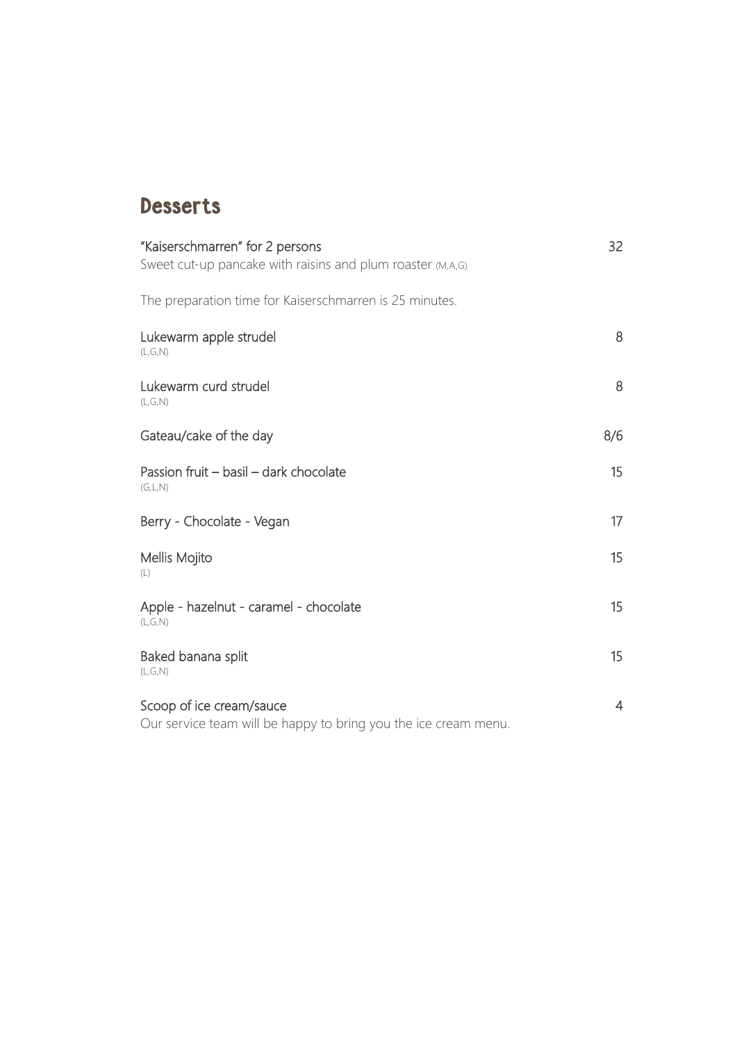## Desserts

| | |
|---|---|
| "Kaiserschmarren" for 2 persons<br>Sweet cut-up pancake with raisins and plum roaster (M,A,G) | 32 |
| The preparation time for Kaiserschmarren is 25 minutes. | |
| Lukewarm apple strudel<br>(L,G,N) | 8 |
| Lukewarm curd strudel<br>(L,G,N) | 8 |
| Gateau/cake of the day | 8/6 |
| Passion fruit – basil – dark chocolate<br>(G,L,N) | 15 |
| Berry - Chocolate - Vegan | 17 |
| Mellis Mojito<br>(L) | 15 |
| Apple - hazelnut - caramel - chocolate<br>(L,G,N) | 15 |
| Baked banana split<br>(L,G,N) | 15 |
| Scoop of ice cream/sauce<br>Our service team will be happy to bring you the ice cream menu. | 4 |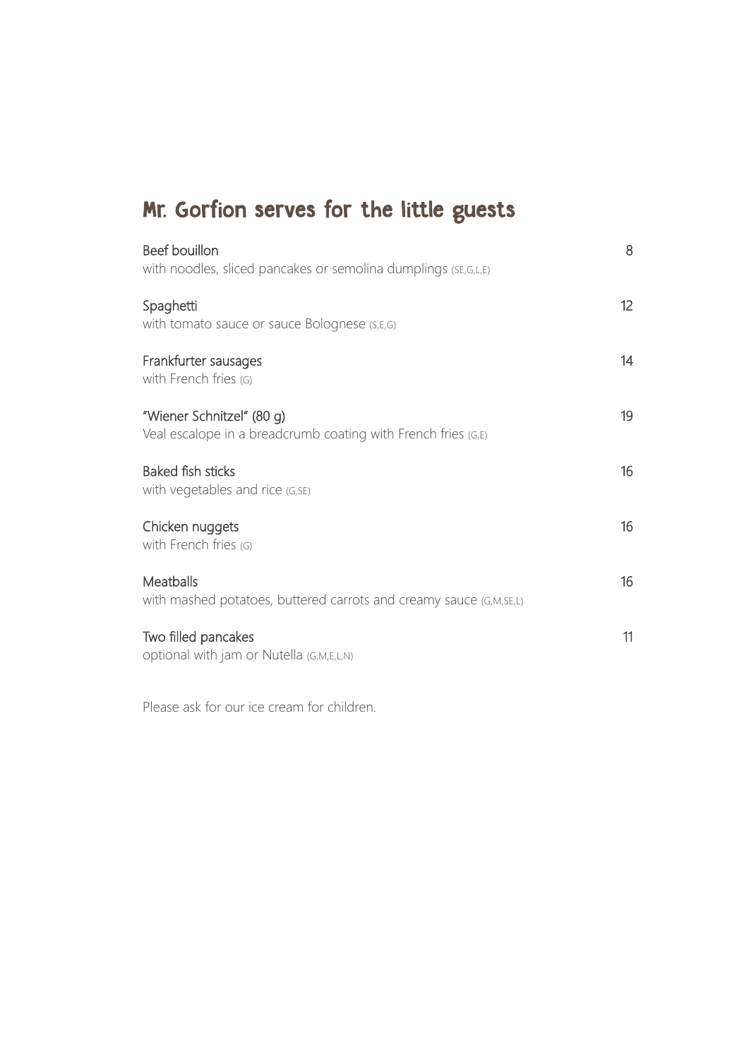# Mr. Gorfion serves for the little guests

| Item | Price |
| --- | --- |
| Beef bouillon<br>with noodles, sliced pancakes or semolina dumplings (SE,G,L,E) | 8 |
| Spaghetti<br>with tomato sauce or sauce Bolognese (S,E,G) | 12 |
| Frankfurter sausages<br>with French fries (G) | 14 |
| "Wiener Schnitzel" (80 g)<br>Veal escalope in a breadcrumb coating with French fries (G,E) | 19 |
| Baked fish sticks<br>with vegetables and rice (G,SE) | 16 |
| Chicken nuggets<br>with French fries (G) | 16 |
| Meatballs<br>with mashed potatoes, buttered carrots and creamy sauce (G,M,SE,L) | 16 |
| Two filled pancakes<br>optional with jam or Nutella (G,M,E,L,N) | 11 |

Please ask for our ice cream for children.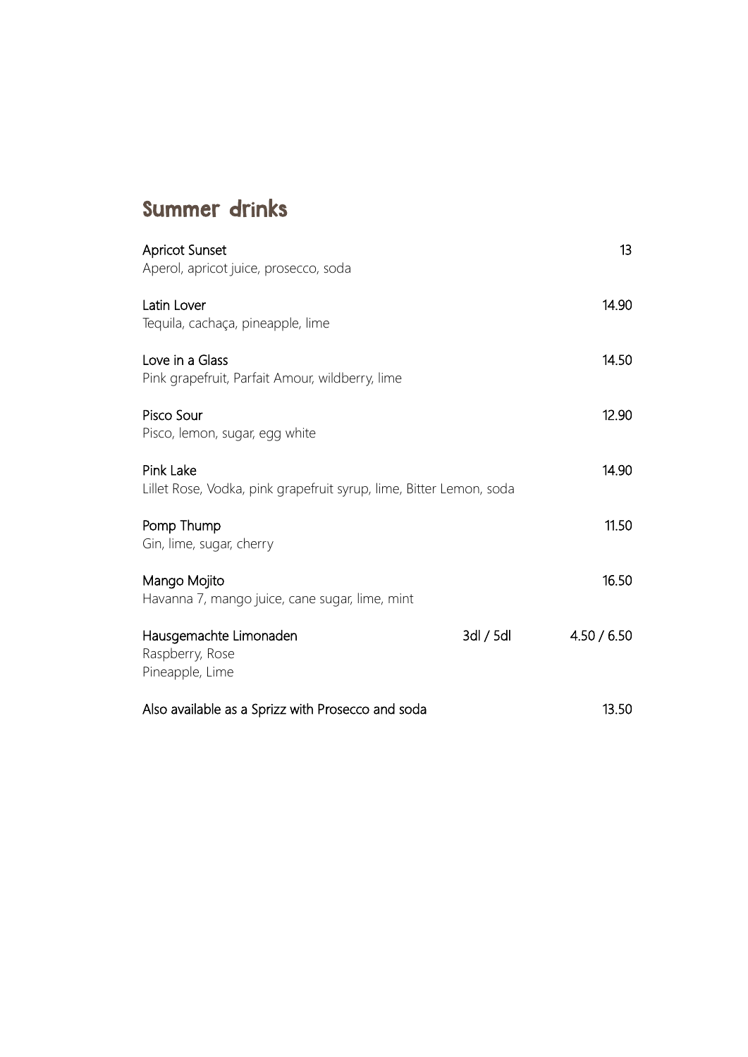# Summer drinks

**Apricot Sunset** 13
Aperol, apricot juice, prosecco, soda

**Latin Lover** 14.90
Tequila, cachaça, pineapple, lime

**Love in a Glass** 14.50
Pink grapefruit, Parfait Amour, wildberry, lime

**Pisco Sour** 12.90
Pisco, lemon, sugar, egg white

**Pink Lake** 14.90
Lillet Rose, Vodka, pink grapefruit syrup, lime, Bitter Lemon, soda

**Pomp Thump** 11.50
Gin, lime, sugar, cherry

**Mango Mojito** 16.50
Havanna 7, mango juice, cane sugar, lime, mint

**Hausgemachte Limonaden** 3dl / 5dl 4.50 / 6.50
Raspberry, Rose
Pineapple, Lime

Also available as a Sprizz with Prosecco and soda 13.50